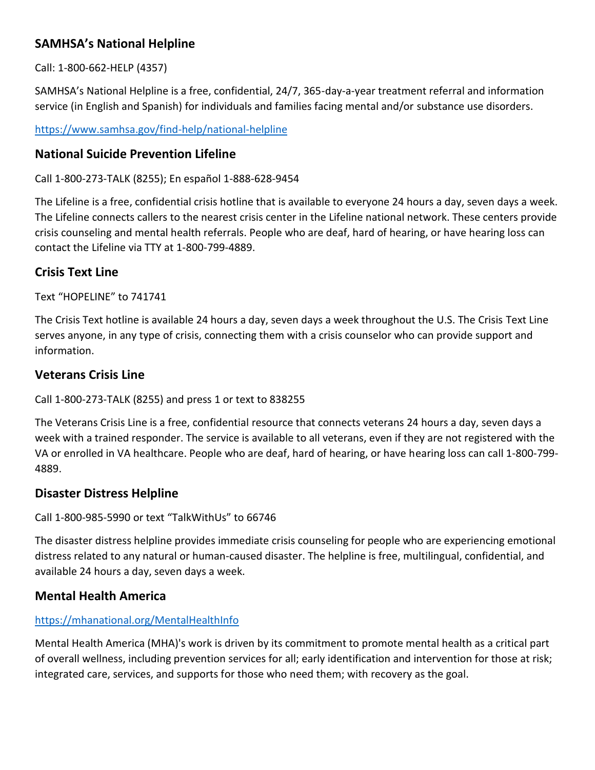## SAMHSA's National Helpline

Call: 1-800-662-HELP (4357)

SAMHSA's National Helpline is a free, confidential, 24/7, 365-day-a-year treatment referral and information service (in English and Spanish) for individuals and families facing mental and/or substance use disorders.

https://www.samhsa.gov/find-help/national-helpline

## National Suicide Prevention Lifeline

Call 1-800-273-TALK (8255); En español 1-888-628-9454

The Lifeline is a free, confidential crisis hotline that is available to everyone 24 hours a day, seven days a week. The Lifeline connects callers to the nearest crisis center in the Lifeline national network. These centers provide crisis counseling and mental health referrals. People who are deaf, hard of hearing, or have hearing loss can contact the Lifeline via TTY at 1-800-799-4889.

## Crisis Text Line

Text "HOPELINE" to 741741

The Crisis Text hotline is available 24 hours a day, seven days a week throughout the U.S. The Crisis Text Line serves anyone, in any type of crisis, connecting them with a crisis counselor who can provide support and information.

## Veterans Crisis Line

Call 1-800-273-TALK (8255) and press 1 or text to 838255

The Veterans Crisis Line is a free, confidential resource that connects veterans 24 hours a day, seven days a week with a trained responder. The service is available to all veterans, even if they are not registered with the VA or enrolled in VA healthcare. People who are deaf, hard of hearing, or have hearing loss can call 1-800-799-4889.

## Disaster Distress Helpline

Call 1-800-985-5990 or text "TalkWithUs" to 66746

The disaster distress helpline provides immediate crisis counseling for people who are experiencing emotional distress related to any natural or human-caused disaster. The helpline is free, multilingual, confidential, and available 24 hours a day, seven days a week.

## Mental Health America

https://mhanational.org/MentalHealthInfo

Mental Health America (MHA)'s work is driven by its commitment to promote mental health as a critical part of overall wellness, including prevention services for all; early identification and intervention for those at risk; integrated care, services, and supports for those who need them; with recovery as the goal.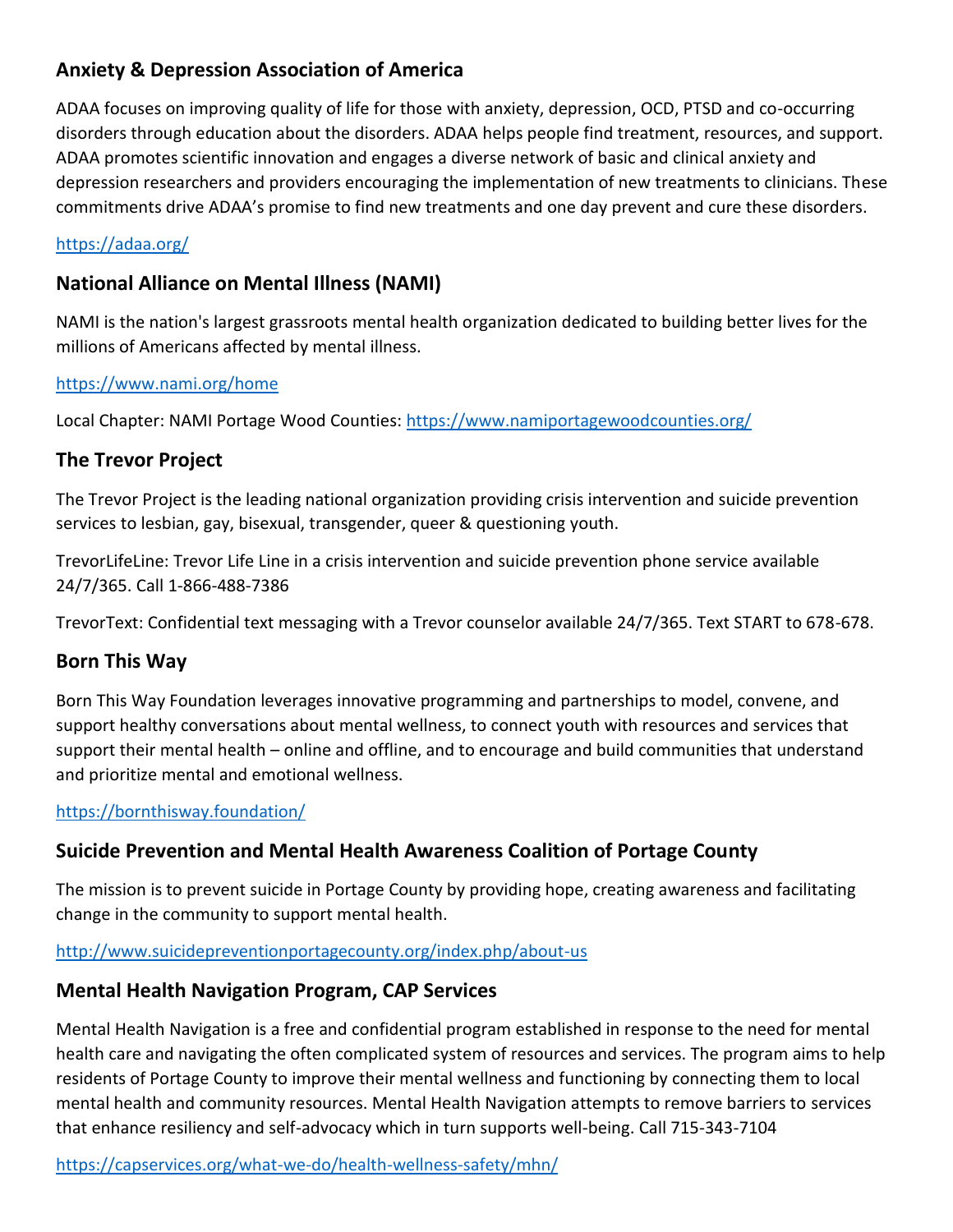## Anxiety & Depression Association of America

ADAA focuses on improving quality of life for those with anxiety, depression, OCD, PTSD and co-occurring disorders through education about the disorders. ADAA helps people find treatment, resources, and support. ADAA promotes scientific innovation and engages a diverse network of basic and clinical anxiety and depression researchers and providers encouraging the implementation of new treatments to clinicians. These commitments drive ADAA's promise to find new treatments and one day prevent and cure these disorders.

https://adaa.org/

## National Alliance on Mental Illness (NAMI)

NAMI is the nation's largest grassroots mental health organization dedicated to building better lives for the millions of Americans affected by mental illness.

https://www.nami.org/home

Local Chapter: NAMI Portage Wood Counties: https://www.namiportagewoodcounties.org/

## The Trevor Project

The Trevor Project is the leading national organization providing crisis intervention and suicide prevention services to lesbian, gay, bisexual, transgender, queer & questioning youth.

TrevorLifeLine: Trevor Life Line in a crisis intervention and suicide prevention phone service available 24/7/365. Call 1-866-488-7386

TrevorText: Confidential text messaging with a Trevor counselor available 24/7/365. Text START to 678-678.

## Born This Way

Born This Way Foundation leverages innovative programming and partnerships to model, convene, and support healthy conversations about mental wellness, to connect youth with resources and services that support their mental health – online and offline, and to encourage and build communities that understand and prioritize mental and emotional wellness.

https://bornthisway.foundation/

## Suicide Prevention and Mental Health Awareness Coalition of Portage County

The mission is to prevent suicide in Portage County by providing hope, creating awareness and facilitating change in the community to support mental health.

http://www.suicidepreventionportagecounty.org/index.php/about-us

## Mental Health Navigation Program, CAP Services

Mental Health Navigation is a free and confidential program established in response to the need for mental health care and navigating the often complicated system of resources and services. The program aims to help residents of Portage County to improve their mental wellness and functioning by connecting them to local mental health and community resources. Mental Health Navigation attempts to remove barriers to services that enhance resiliency and self-advocacy which in turn supports well-being. Call 715-343-7104

https://capservices.org/what-we-do/health-wellness-safety/mhn/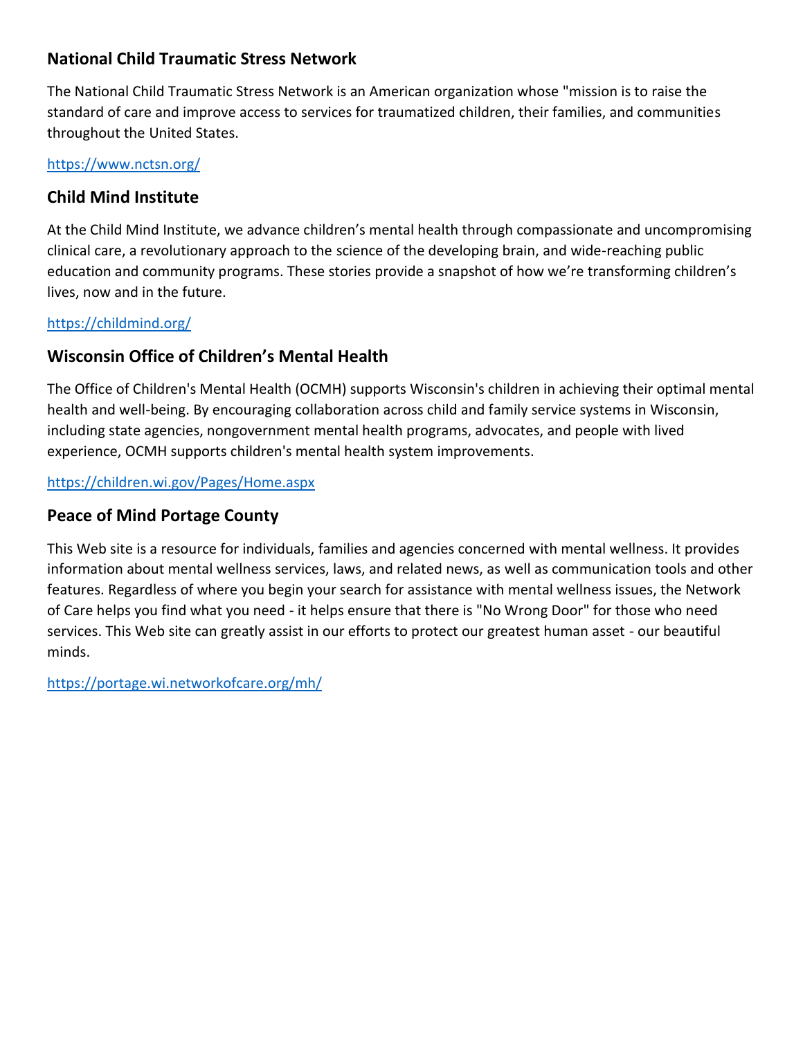### National Child Traumatic Stress Network

The National Child Traumatic Stress Network is an American organization whose "mission is to raise the standard of care and improve access to services for traumatized children, their families, and communities throughout the United States.

https://www.nctsn.org/

### Child Mind Institute

At the Child Mind Institute, we advance children's mental health through compassionate and uncompromising clinical care, a revolutionary approach to the science of the developing brain, and wide-reaching public education and community programs. These stories provide a snapshot of how we're transforming children's lives, now and in the future.

https://childmind.org/

### Wisconsin Office of Children's Mental Health

The Office of Children's Mental Health (OCMH) supports Wisconsin's children in achieving their optimal mental health and well-being. By encouraging collaboration across child and family service systems in Wisconsin, including state agencies, nongovernment mental health programs, advocates, and people with lived experience, OCMH supports children's mental health system improvements.

https://children.wi.gov/Pages/Home.aspx

### Peace of Mind Portage County

This Web site is a resource for individuals, families and agencies concerned with mental wellness. It provides information about mental wellness services, laws, and related news, as well as communication tools and other features. Regardless of where you begin your search for assistance with mental wellness issues, the Network of Care helps you find what you need - it helps ensure that there is "No Wrong Door" for those who need services. This Web site can greatly assist in our efforts to protect our greatest human asset - our beautiful minds.

https://portage.wi.networkofcare.org/mh/